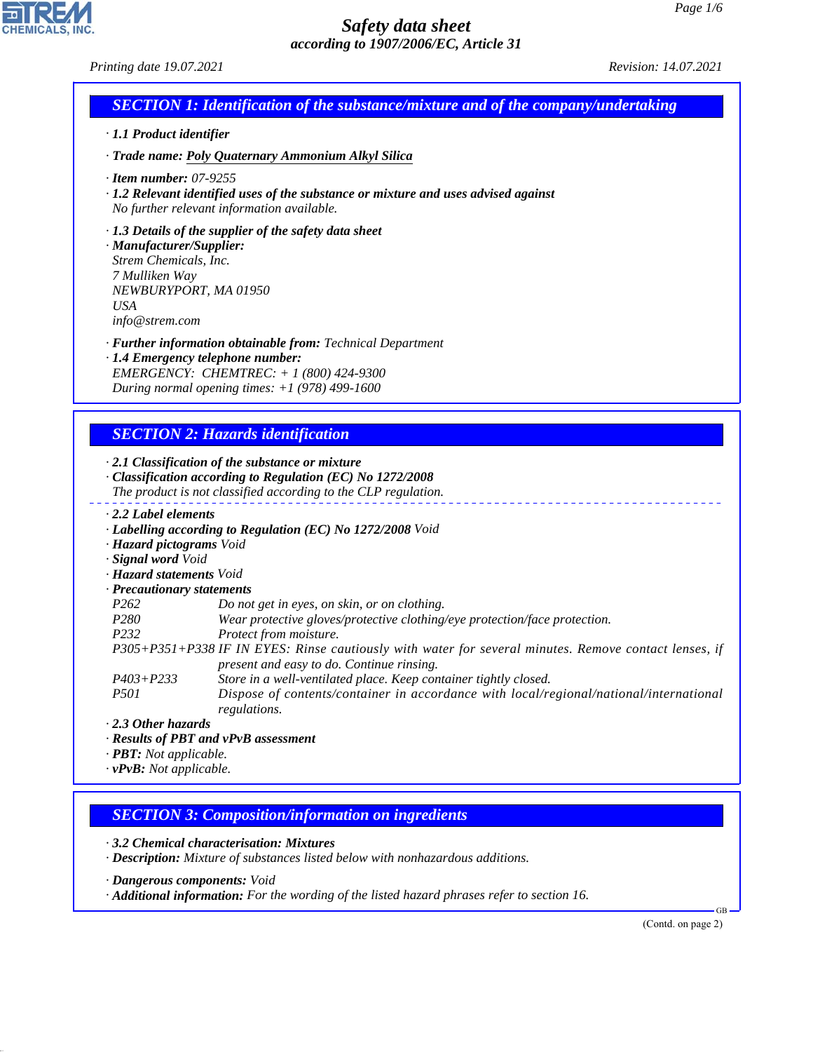# Safety data sheet

*according to 1907/2006/EC, Article 31*

Printing date 19.07.2021 | Revision: 14.07.2021

## SECTION 1: Identification of the substance/mixture and of the company/undertaking

· **1.1 Product identifier**

· **Trade name:** Poly Quaternary Ammonium Alkyl Silica

· **Item number:** 07-9255

· **1.2 Relevant identified uses of the substance or mixture and uses advised against**
No further relevant information available.

· **1.3 Details of the supplier of the safety data sheet**

· **Manufacturer/Supplier:**
Strem Chemicals, Inc.
7 Mulliken Way
NEWBURYPORT, MA 01950
USA
info@strem.com

· **Further information obtainable from:** Technical Department

· **1.4 Emergency telephone number:**
EMERGENCY: CHEMTREC: + 1 (800) 424-9300
During normal opening times: +1 (978) 499-1600

## SECTION 2: Hazards identification

· **2.1 Classification of the substance or mixture**

· **Classification according to Regulation (EC) No 1272/2008**
The product is not classified according to the CLP regulation.

· **2.2 Label elements**

· **Labelling according to Regulation (EC) No 1272/2008** Void

· **Hazard pictograms** Void

· **Signal word** Void

· **Hazard statements** Void

· **Precautionary statements**

| | |
|---|---|
| P262 | Do not get in eyes, on skin, or on clothing. |
| P280 | Wear protective gloves/protective clothing/eye protection/face protection. |
| P232 | Protect from moisture. |
| P305+P351+P338 | IF IN EYES: Rinse cautiously with water for several minutes. Remove contact lenses, if present and easy to do. Continue rinsing. |
| P403+P233 | Store in a well-ventilated place. Keep container tightly closed. |
| P501 | Dispose of contents/container in accordance with local/regional/national/international regulations. |

· **2.3 Other hazards**

· **Results of PBT and vPvB assessment**

· **PBT:** Not applicable.

· **vPvB:** Not applicable.

## SECTION 3: Composition/information on ingredients

· **3.2 Chemical characterisation: Mixtures**

· **Description:** Mixture of substances listed below with nonhazardous additions.

· **Dangerous components:** Void

· **Additional information:** For the wording of the listed hazard phrases refer to section 16.

(Contd. on page 2)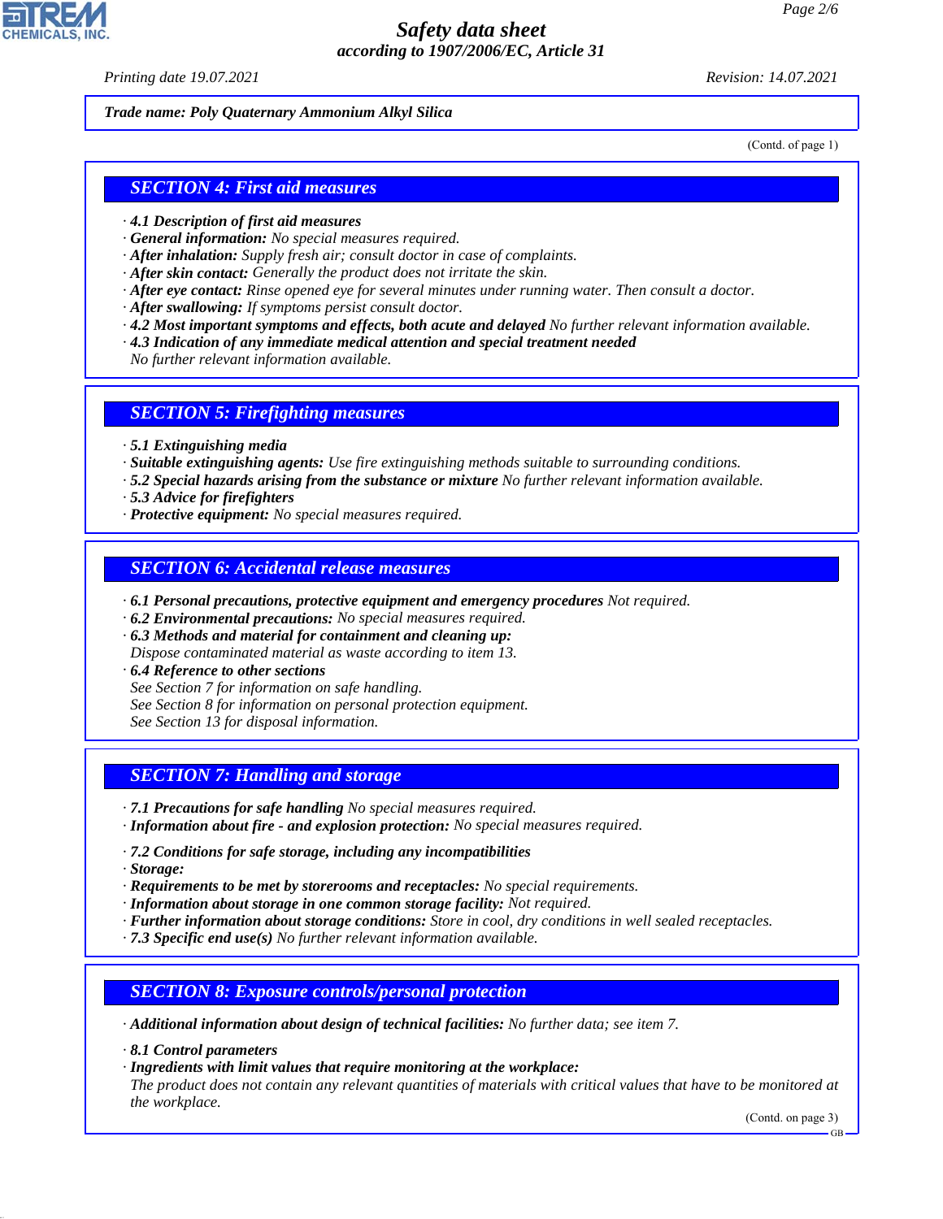*Trade name: Poly Quaternary Ammonium Alkyl Silica*

(Contd. of page 1)

## SECTION 4: First aid measures

· **4.1 Description of first aid measures**
· **General information:** No special measures required.
· **After inhalation:** Supply fresh air; consult doctor in case of complaints.
· **After skin contact:** Generally the product does not irritate the skin.
· **After eye contact:** Rinse opened eye for several minutes under running water. Then consult a doctor.
· **After swallowing:** If symptoms persist consult doctor.
· **4.2 Most important symptoms and effects, both acute and delayed** No further relevant information available.
· **4.3 Indication of any immediate medical attention and special treatment needed**
No further relevant information available.

## SECTION 5: Firefighting measures

· **5.1 Extinguishing media**
· **Suitable extinguishing agents:** Use fire extinguishing methods suitable to surrounding conditions.
· **5.2 Special hazards arising from the substance or mixture** No further relevant information available.
· **5.3 Advice for firefighters**
· **Protective equipment:** No special measures required.

## SECTION 6: Accidental release measures

· **6.1 Personal precautions, protective equipment and emergency procedures** Not required.
· **6.2 Environmental precautions:** No special measures required.
· **6.3 Methods and material for containment and cleaning up:**
Dispose contaminated material as waste according to item 13.
· **6.4 Reference to other sections**
See Section 7 for information on safe handling.
See Section 8 for information on personal protection equipment.
See Section 13 for disposal information.

## SECTION 7: Handling and storage

· **7.1 Precautions for safe handling** No special measures required.
· **Information about fire - and explosion protection:** No special measures required.

· **7.2 Conditions for safe storage, including any incompatibilities**
· **Storage:**
· **Requirements to be met by storerooms and receptacles:** No special requirements.
· **Information about storage in one common storage facility:** Not required.
· **Further information about storage conditions:** Store in cool, dry conditions in well sealed receptacles.
· **7.3 Specific end use(s)** No further relevant information available.

## SECTION 8: Exposure controls/personal protection

· **Additional information about design of technical facilities:** No further data; see item 7.

· **8.1 Control parameters**
· **Ingredients with limit values that require monitoring at the workplace:**
The product does not contain any relevant quantities of materials with critical values that have to be monitored at the workplace.

(Contd. on page 3)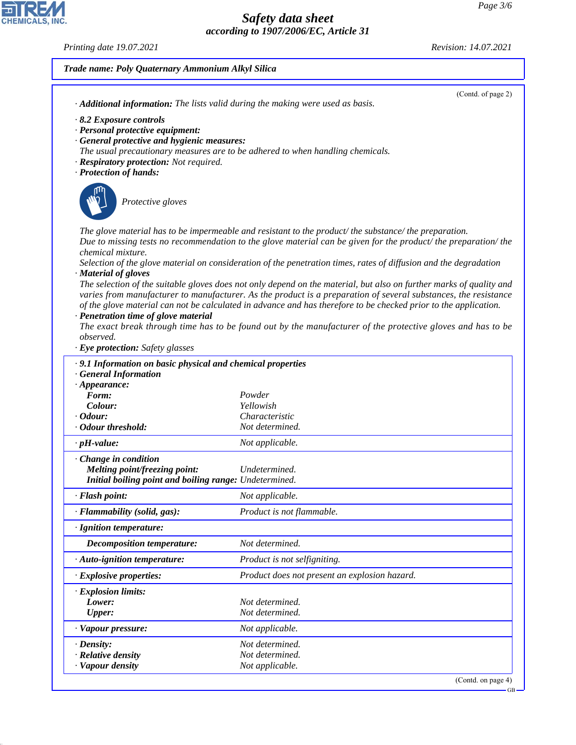**Trade name: Poly Quaternary Ammonium Alkyl Silica**

(Contd. of page 2)

· **Additional information:** The lists valid during the making were used as basis.

· **8.2 Exposure controls**
· **Personal protective equipment:**
· **General protective and hygienic measures:**
The usual precautionary measures are to be adhered to when handling chemicals.
· **Respiratory protection:** Not required.
· **Protection of hands:**

Protective gloves

The glove material has to be impermeable and resistant to the product/ the substance/ the preparation.
Due to missing tests no recommendation to the glove material can be given for the product/ the preparation/ the chemical mixture.
Selection of the glove material on consideration of the penetration times, rates of diffusion and the degradation
· **Material of gloves**
The selection of the suitable gloves does not only depend on the material, but also on further marks of quality and varies from manufacturer to manufacturer. As the product is a preparation of several substances, the resistance of the glove material can not be calculated in advance and has therefore to be checked prior to the application.
· **Penetration time of glove material**
The exact break through time has to be found out by the manufacturer of the protective gloves and has to be observed.
· **Eye protection:** Safety glasses

| · **9.1 Information on basic physical and chemical properties** | |
|---|---|
| · **General Information** | |
| · **Appearance:** | |
| **Form:** | Powder |
| **Colour:** | Yellowish |
| · **Odour:** | Characteristic |
| · **Odour threshold:** | Not determined. |
| · **pH-value:** | Not applicable. |
| · **Change in condition** | |
| **Melting point/freezing point:** | Undetermined. |
| **Initial boiling point and boiling range:** | Undetermined. |
| · **Flash point:** | Not applicable. |
| · **Flammability (solid, gas):** | Product is not flammable. |
| · **Ignition temperature:** | |
| **Decomposition temperature:** | Not determined. |
| · **Auto-ignition temperature:** | Product is not selfigniting. |
| · **Explosive properties:** | Product does not present an explosion hazard. |
| · **Explosion limits:** | |
| **Lower:** | Not determined. |
| **Upper:** | Not determined. |
| · **Vapour pressure:** | Not applicable. |
| · **Density:** | Not determined. |
| · **Relative density** | Not determined. |
| · **Vapour density** | Not applicable. |

(Contd. on page 4)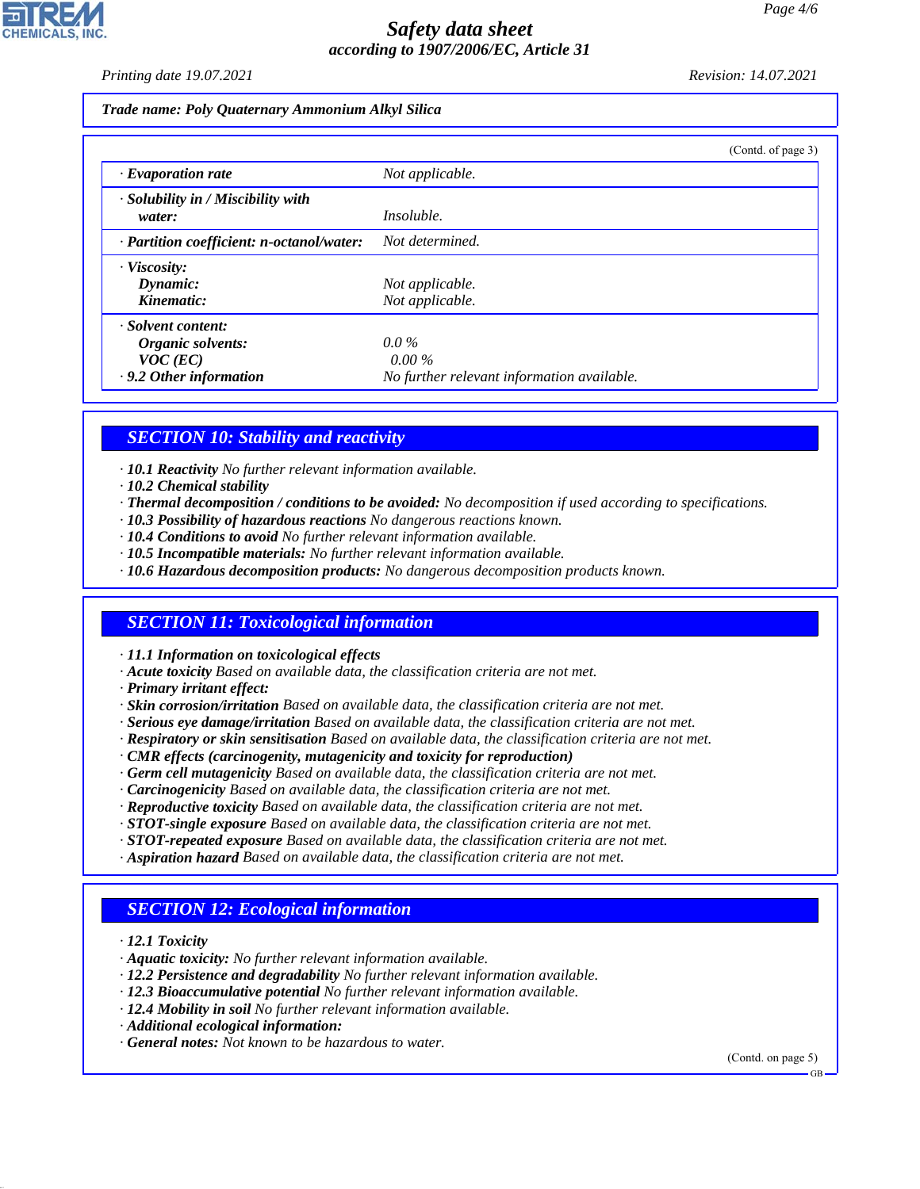*Trade name: Poly Quaternary Ammonium Alkyl Silica*

(Contd. of page 3)

| | |
|---|---|
| · **Evaporation rate** | Not applicable. |
| · **Solubility in / Miscibility with water:** | Insoluble. |
| · **Partition coefficient: n-octanol/water:** | Not determined. |
| · **Viscosity:** | |
| **Dynamic:** | Not applicable. |
| **Kinematic:** | Not applicable. |
| · **Solvent content:** | |
| **Organic solvents:** | 0.0 % |
| **VOC (EC)** | 0.00 % |
| · **9.2 Other information** | No further relevant information available. |

## SECTION 10: Stability and reactivity

- · **10.1 Reactivity** No further relevant information available.
- · **10.2 Chemical stability**
- · **Thermal decomposition / conditions to be avoided:** No decomposition if used according to specifications.
- · **10.3 Possibility of hazardous reactions** No dangerous reactions known.
- · **10.4 Conditions to avoid** No further relevant information available.
- · **10.5 Incompatible materials:** No further relevant information available.
- · **10.6 Hazardous decomposition products:** No dangerous decomposition products known.

## SECTION 11: Toxicological information

- · **11.1 Information on toxicological effects**
- · **Acute toxicity** Based on available data, the classification criteria are not met.
- · **Primary irritant effect:**
- · **Skin corrosion/irritation** Based on available data, the classification criteria are not met.
- · **Serious eye damage/irritation** Based on available data, the classification criteria are not met.
- · **Respiratory or skin sensitisation** Based on available data, the classification criteria are not met.
- · **CMR effects (carcinogenity, mutagenicity and toxicity for reproduction)**
- · **Germ cell mutagenicity** Based on available data, the classification criteria are not met.
- · **Carcinogenicity** Based on available data, the classification criteria are not met.
- · **Reproductive toxicity** Based on available data, the classification criteria are not met.
- · **STOT-single exposure** Based on available data, the classification criteria are not met.
- · **STOT-repeated exposure** Based on available data, the classification criteria are not met.
- · **Aspiration hazard** Based on available data, the classification criteria are not met.

## SECTION 12: Ecological information

- · **12.1 Toxicity**
- · **Aquatic toxicity:** No further relevant information available.
- · **12.2 Persistence and degradability** No further relevant information available.
- · **12.3 Bioaccumulative potential** No further relevant information available.
- · **12.4 Mobility in soil** No further relevant information available.
- · **Additional ecological information:**
- · **General notes:** Not known to be hazardous to water.

(Contd. on page 5)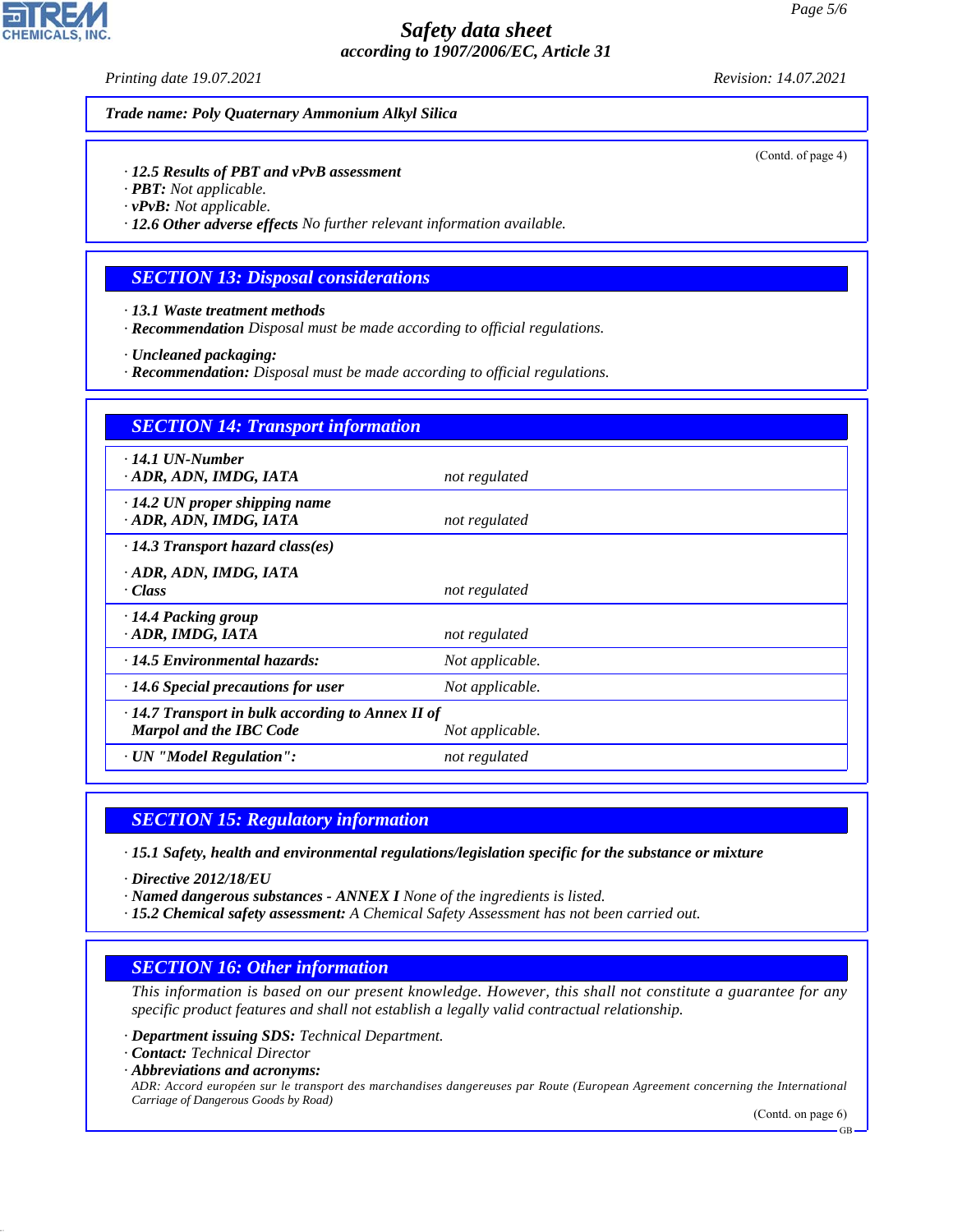**Trade name: Poly Quaternary Ammonium Alkyl Silica**

(Contd. of page 4)

· **12.5 Results of PBT and vPvB assessment**
· **PBT:** Not applicable.
· **vPvB:** Not applicable.
· **12.6 Other adverse effects** No further relevant information available.

## SECTION 13: Disposal considerations

· **13.1 Waste treatment methods**
· **Recommendation** Disposal must be made according to official regulations.

· **Uncleaned packaging:**
· **Recommendation:** Disposal must be made according to official regulations.

## SECTION 14: Transport information

| | |
|---|---|
| · **14.1 UN-Number**<br>· **ADR, ADN, IMDG, IATA** | not regulated |
| · **14.2 UN proper shipping name**<br>· **ADR, ADN, IMDG, IATA** | not regulated |
| · **14.3 Transport hazard class(es)**<br>· **ADR, ADN, IMDG, IATA**<br>· **Class** | not regulated |
| · **14.4 Packing group**<br>· **ADR, IMDG, IATA** | not regulated |
| · **14.5 Environmental hazards:** | Not applicable. |
| · **14.6 Special precautions for user** | Not applicable. |
| · **14.7 Transport in bulk according to Annex II of Marpol and the IBC Code** | Not applicable. |
| · **UN "Model Regulation":** | not regulated |

## SECTION 15: Regulatory information

· **15.1 Safety, health and environmental regulations/legislation specific for the substance or mixture**

· **Directive 2012/18/EU**
· **Named dangerous substances - ANNEX I** None of the ingredients is listed.
· **15.2 Chemical safety assessment:** A Chemical Safety Assessment has not been carried out.

## SECTION 16: Other information

This information is based on our present knowledge. However, this shall not constitute a guarantee for any specific product features and shall not establish a legally valid contractual relationship.

· **Department issuing SDS:** Technical Department.
· **Contact:** Technical Director
· **Abbreviations and acronyms:**
ADR: Accord européen sur le transport des marchandises dangereuses par Route (European Agreement concerning the International Carriage of Dangerous Goods by Road)

(Contd. on page 6)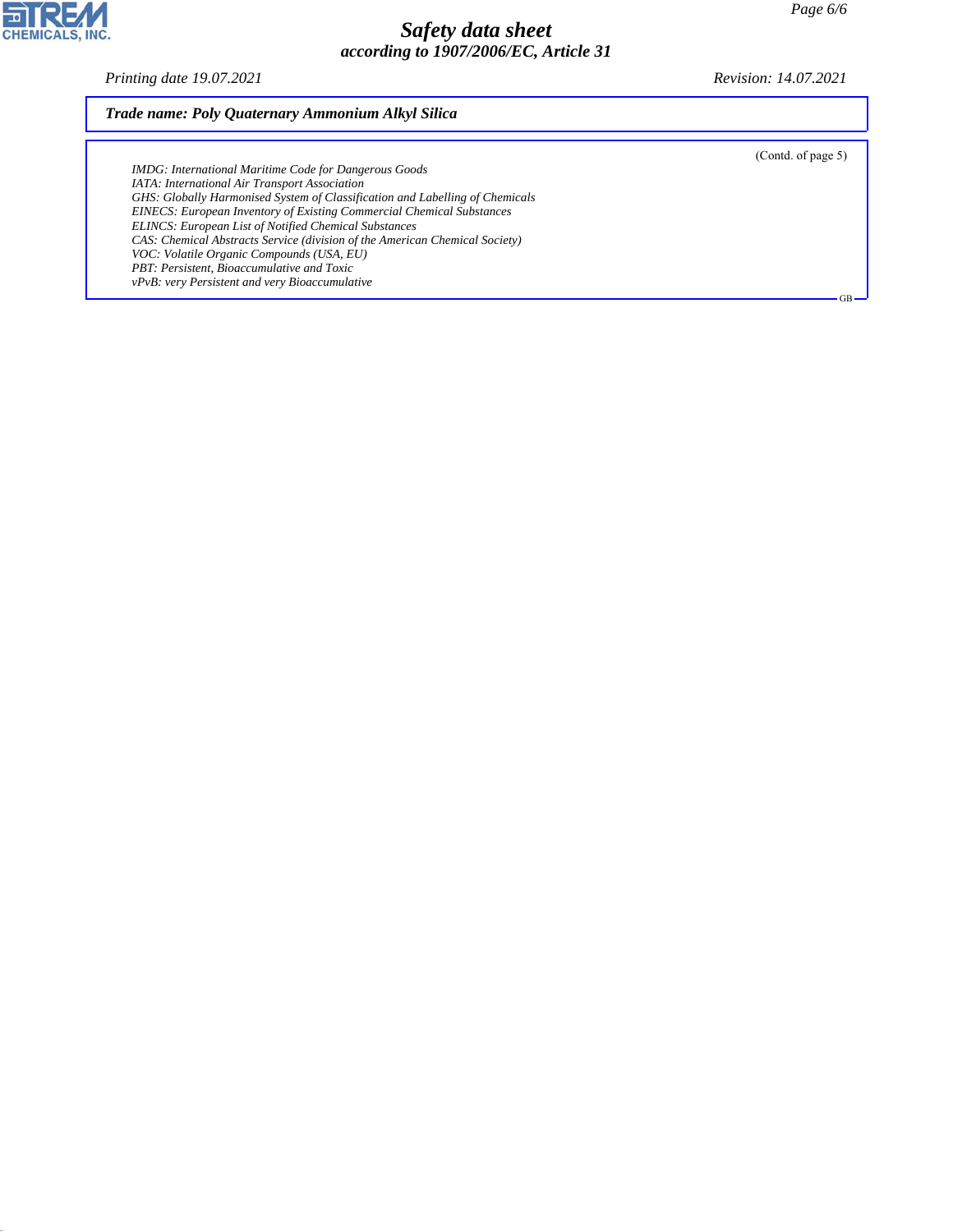**Trade name: Poly Quaternary Ammonium Alkyl Silica**

(Contd. of page 5)

*IMDG: International Maritime Code for Dangerous Goods*
*IATA: International Air Transport Association*
*GHS: Globally Harmonised System of Classification and Labelling of Chemicals*
*EINECS: European Inventory of Existing Commercial Chemical Substances*
*ELINCS: European List of Notified Chemical Substances*
*CAS: Chemical Abstracts Service (division of the American Chemical Society)*
*VOC: Volatile Organic Compounds (USA, EU)*
*PBT: Persistent, Bioaccumulative and Toxic*
*vPvB: very Persistent and very Bioaccumulative*

GB